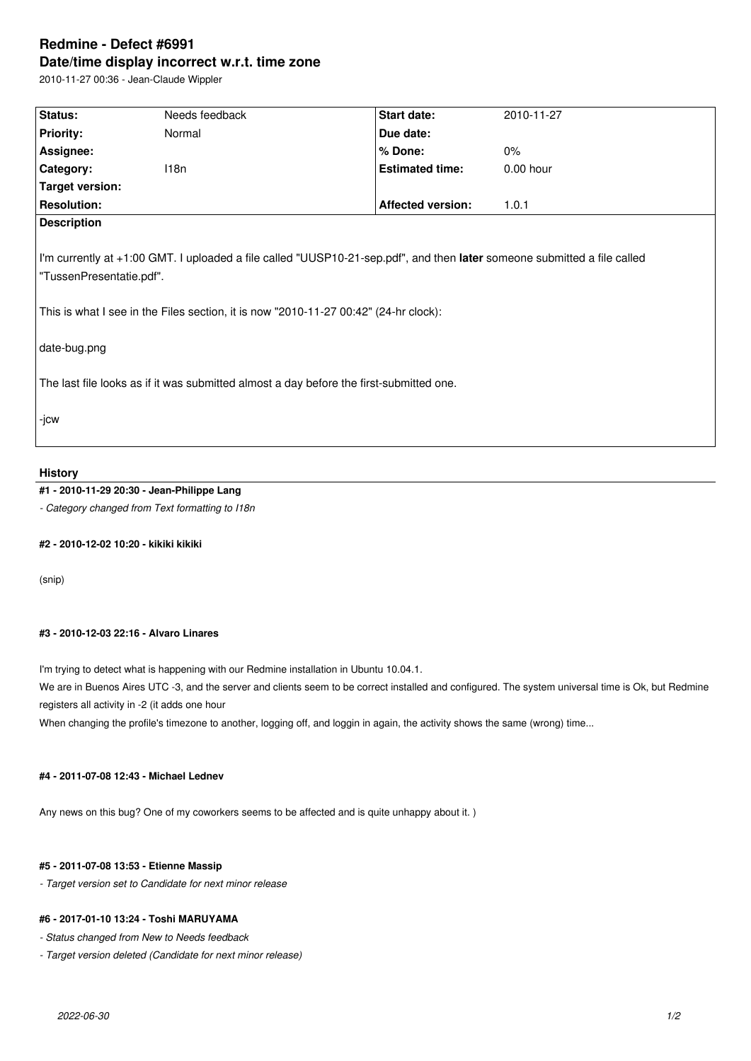# Redmine - Defect #6991

## Date/time display incorrect w.r.t. time zone

2010-11-27 00:36 - Jean-Claude Wippler

| Status: | Needs feedback | Start date: | 2010-11-27 |
|---|---|---|---|
| Priority: | Normal | Due date: | |
| Assignee: | | % Done: | 0% |
| Category: | I18n | Estimated time: | 0.00 hour |
| Target version: | | | |
| Resolution: | | Affected version: | 1.0.1 |

**Description**

I'm currently at +1:00 GMT. I uploaded a file called "UUSP10-21-sep.pdf", and then **later** someone submitted a file called "TussenPresentatie.pdf".

This is what I see in the Files section, it is now "2010-11-27 00:42" (24-hr clock):

date-bug.png

The last file looks as if it was submitted almost a day before the first-submitted one.

-jcw

### History

#### #1 - 2010-11-29 20:30 - Jean-Philippe Lang

*- Category changed from Text formatting to I18n*

#### #2 - 2010-12-02 10:20 - kikiki kikiki

(snip)

#### #3 - 2010-12-03 22:16 - Alvaro Linares

I'm trying to detect what is happening with our Redmine installation in Ubuntu 10.04.1.
We are in Buenos Aires UTC -3, and the server and clients seem to be correct installed and configured. The system universal time is Ok, but Redmine registers all activity in -2 (it adds one hour
When changing the profile's timezone to another, logging off, and loggin in again, the activity shows the same (wrong) time...

#### #4 - 2011-07-08 12:43 - Michael Lednev

Any news on this bug? One of my coworkers seems to be affected and is quite unhappy about it. )

#### #5 - 2011-07-08 13:53 - Etienne Massip

*- Target version set to Candidate for next minor release*

#### #6 - 2017-01-10 13:24 - Toshi MARUYAMA

*- Status changed from New to Needs feedback*

*- Target version deleted (Candidate for next minor release)*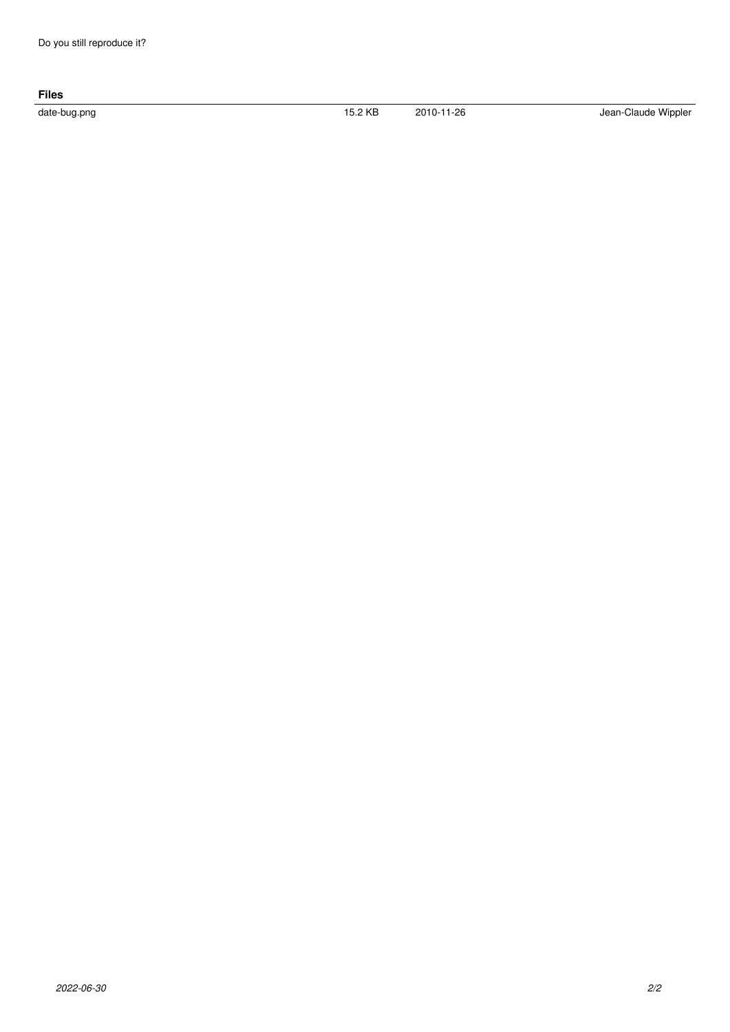Do you still reproduce it?

**Files**

| | | | |
|---|---|---|---|
| date-bug.png | 15.2 KB | 2010-11-26 | Jean-Claude Wippler |